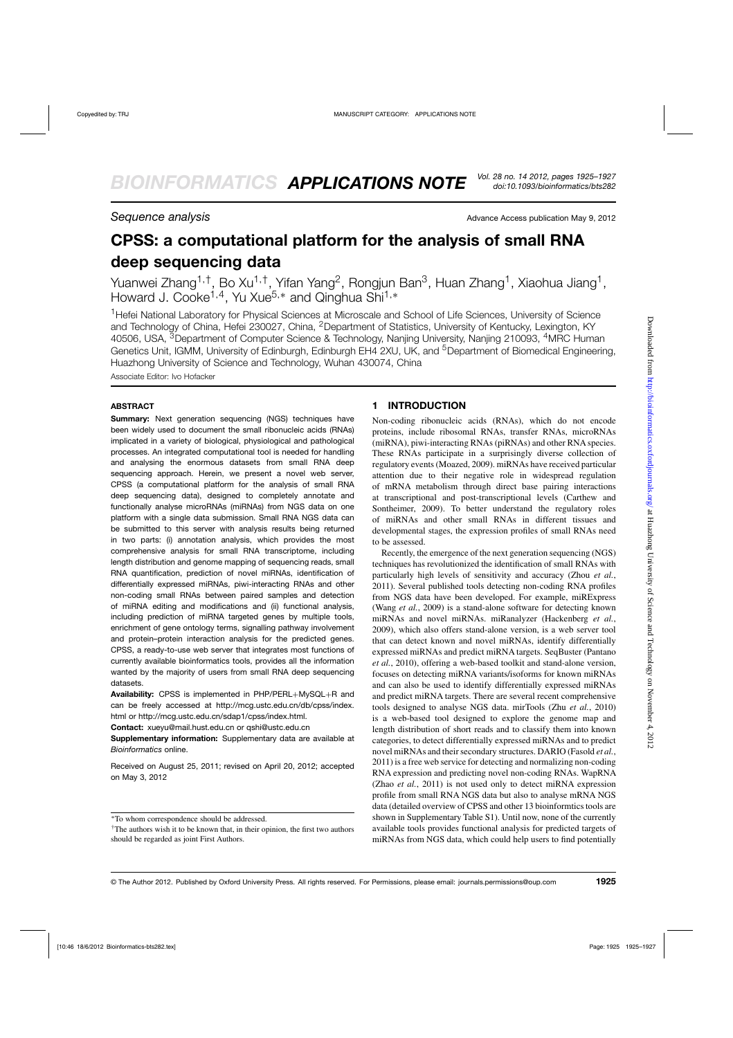*Sequence analysis*

Advance Access publication May 9, 2012

# CPSS: a computational platform for the analysis of small RNA deep sequencing data

Yuanwei Zhang[1,†], Bo Xu[1,†], Yifan Yang[2], Rongjun Ban[3], Huan Zhang[1], Xiaohua Jiang[1], Howard J. Cooke[1,4], Yu Xue[5,∗] and Qinghua Shi[1,∗]

[1]Hefei National Laboratory for Physical Sciences at Microscale and School of Life Sciences, University of Science and Technology of China, Hefei 230027, China, [2]Department of Statistics, University of Kentucky, Lexington, KY 40506, USA, [3]Department of Computer Science & Technology, Nanjing University, Nanjing 210093, [4]MRC Human Genetics Unit, IGMM, University of Edinburgh, Edinburgh EH4 2XU, UK, and [5]Department of Biomedical Engineering, Huazhong University of Science and Technology, Wuhan 430074, China

Associate Editor: Ivo Hofacker

## ABSTRACT

**Summary:** Next generation sequencing (NGS) techniques have been widely used to document the small ribonucleic acids (RNAs) implicated in a variety of biological, physiological and pathological processes. An integrated computational tool is needed for handling and analysing the enormous datasets from small RNA deep sequencing approach. Herein, we present a novel web server, CPSS (a computational platform for the analysis of small RNA deep sequencing data), designed to completely annotate and functionally analyse microRNAs (miRNAs) from NGS data on one platform with a single data submission. Small RNA NGS data can be submitted to this server with analysis results being returned in two parts: (i) annotation analysis, which provides the most comprehensive analysis for small RNA transcriptome, including length distribution and genome mapping of sequencing reads, small RNA quantification, prediction of novel miRNAs, identification of differentially expressed miRNAs, piwi-interacting RNAs and other non-coding small RNAs between paired samples and detection of miRNA editing and modifications and (ii) functional analysis, including prediction of miRNA targeted genes by multiple tools, enrichment of gene ontology terms, signalling pathway involvement and protein–protein interaction analysis for the predicted genes. CPSS, a ready-to-use web server that integrates most functions of currently available bioinformatics tools, provides all the information wanted by the majority of users from small RNA deep sequencing datasets.

**Availability:** CPSS is implemented in PHP/PERL+MySQL+R and can be freely accessed at http://mcg.ustc.edu.cn/db/cpss/index.html or http://mcg.ustc.edu.cn/sdap1/cpss/index.html.

**Contact:** xueyu@mail.hust.edu.cn or qshi@ustc.edu.cn

**Supplementary information:** Supplementary data are available at *Bioinformatics* online.

Received on August 25, 2011; revised on April 20, 2012; accepted on May 3, 2012

∗To whom correspondence should be addressed.

†The authors wish it to be known that, in their opinion, the first two authors should be regarded as joint First Authors.

## 1 INTRODUCTION

Non-coding ribonucleic acids (RNAs), which do not encode proteins, include ribosomal RNAs, transfer RNAs, microRNAs (miRNA), piwi-interacting RNAs (piRNAs) and other RNA species. These RNAs participate in a surprisingly diverse collection of regulatory events (Moazed, 2009). miRNAs have received particular attention due to their negative role in widespread regulation of mRNA metabolism through direct base pairing interactions at transcriptional and post-transcriptional levels (Carthew and Sontheimer, 2009). To better understand the regulatory roles of miRNAs and other small RNAs in different tissues and developmental stages, the expression profiles of small RNAs need to be assessed.

Recently, the emergence of the next generation sequencing (NGS) techniques has revolutionized the identification of small RNAs with particularly high levels of sensitivity and accuracy (Zhou *et al.*, 2011). Several published tools detecting non-coding RNA profiles from NGS data have been developed. For example, miRExpress (Wang *et al.*, 2009) is a stand-alone software for detecting known miRNAs and novel miRNAs. miRanalyzer (Hackenberg *et al.*, 2009), which also offers stand-alone version, is a web server tool that can detect known and novel miRNAs, identify differentially expressed miRNAs and predict miRNA targets. SeqBuster (Pantano *et al.*, 2010), offering a web-based toolkit and stand-alone version, focuses on detecting miRNA variants/isoforms for known miRNAs and can also be used to identify differentially expressed miRNAs and predict miRNA targets. There are several recent comprehensive tools designed to analyse NGS data. mirTools (Zhu *et al.*, 2010) is a web-based tool designed to explore the genome map and length distribution of short reads and to classify them into known categories, to detect differentially expressed miRNAs and to predict novel miRNAs and their secondary structures. DARIO (Fasold *et al.*, 2011) is a free web service for detecting and normalizing non-coding RNA expression and predicting novel non-coding RNAs. WapRNA (Zhao *et al.*, 2011) is not used only to detect miRNA expression profile from small RNA NGS data but also to analyse mRNA NGS data (detailed overview of CPSS and other 13 bioinformtics tools are shown in Supplementary Table S1). Until now, none of the currently available tools provides functional analysis for predicted targets of miRNAs from NGS data, which could help users to find potentially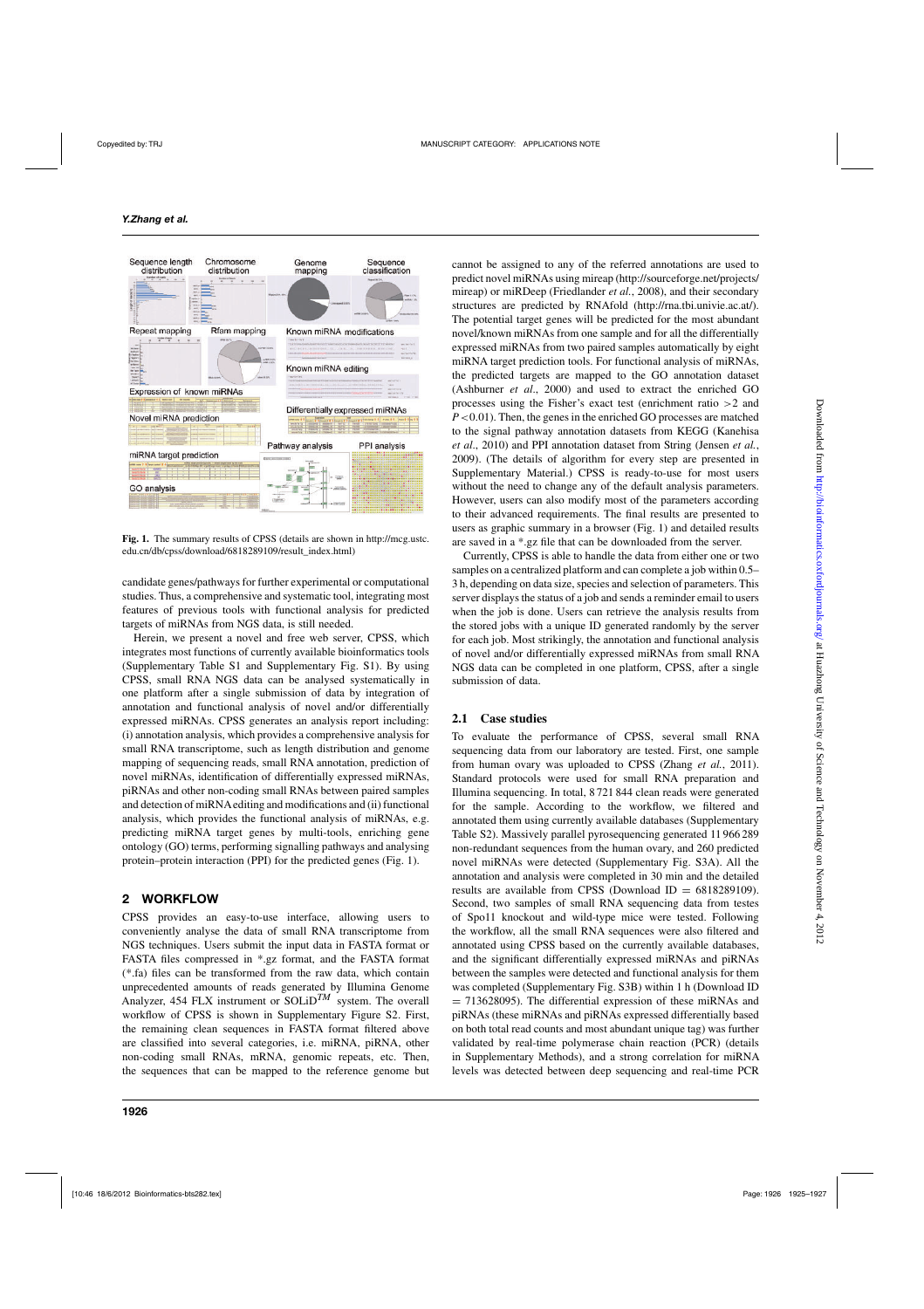**Fig. 1.** The summary results of CPSS (details are shown in http://mcg.ustc.edu.cn/db/cpss/download/6818289109/result_index.html)

candidate genes/pathways for further experimental or computational studies. Thus, a comprehensive and systematic tool, integrating most features of previous tools with functional analysis for predicted targets of miRNAs from NGS data, is still needed.

Herein, we present a novel and free web server, CPSS, which integrates most functions of currently available bioinformatics tools (Supplementary Table S1 and Supplementary Fig. S1). By using CPSS, small RNA NGS data can be analysed systematically in one platform after a single submission of data by integration of annotation and functional analysis of novel and/or differentially expressed miRNAs. CPSS generates an analysis report including: (i) annotation analysis, which provides a comprehensive analysis for small RNA transcriptome, such as length distribution and genome mapping of sequencing reads, small RNA annotation, prediction of novel miRNAs, identification of differentially expressed miRNAs, piRNAs and other non-coding small RNAs between paired samples and detection of miRNA editing and modifications and (ii) functional analysis, which provides the functional analysis of miRNAs, e.g. predicting miRNA target genes by multi-tools, enriching gene ontology (GO) terms, performing signalling pathways and analysing protein–protein interaction (PPI) for the predicted genes (Fig. 1).

## 2 WORKFLOW

CPSS provides an easy-to-use interface, allowing users to conveniently analyse the data of small RNA transcriptome from NGS techniques. Users submit the input data in FASTA format or FASTA files compressed in *.gz format, and the FASTA format (*.fa) files can be transformed from the raw data, which contain unprecedented amounts of reads generated by Illumina Genome Analyzer, 454 FLX instrument or SOLiD$^{TM}$ system. The overall workflow of CPSS is shown in Supplementary Figure S2. First, the remaining clean sequences in FASTA format filtered above are classified into several categories, i.e. miRNA, piRNA, other non-coding small RNAs, mRNA, genomic repeats, etc. Then, the sequences that can be mapped to the reference genome but cannot be assigned to any of the referred annotations are used to predict novel miRNAs using mireap (http://sourceforge.net/projects/mireap) or miRDeep (Friedlander *et al.*, 2008), and their secondary structures are predicted by RNAfold (http://rna.tbi.univie.ac.at/). The potential target genes will be predicted for the most abundant novel/known miRNAs from one sample and for all the differentially expressed miRNAs from two paired samples automatically by eight miRNA target prediction tools. For functional analysis of miRNAs, the predicted targets are mapped to the GO annotation dataset (Ashburner *et al.*, 2000) and used to extract the enriched GO processes using the Fisher's exact test (enrichment ratio $>2$ and $P<0.01$). Then, the genes in the enriched GO processes are matched to the signal pathway annotation datasets from KEGG (Kanehisa *et al*., 2010) and PPI annotation dataset from String (Jensen *et al.*, 2009). (The details of algorithm for every step are presented in Supplementary Material.) CPSS is ready-to-use for most users without the need to change any of the default analysis parameters. However, users can also modify most of the parameters according to their advanced requirements. The final results are presented to users as graphic summary in a browser (Fig. 1) and detailed results are saved in a *.gz file that can be downloaded from the server.

Currently, CPSS is able to handle the data from either one or two samples on a centralized platform and can complete a job within 0.5–3 h, depending on data size, species and selection of parameters. This server displays the status of a job and sends a reminder email to users when the job is done. Users can retrieve the analysis results from the stored jobs with a unique ID generated randomly by the server for each job. Most strikingly, the annotation and functional analysis of novel and/or differentially expressed miRNAs from small RNA NGS data can be completed in one platform, CPSS, after a single submission of data.

### 2.1 Case studies

To evaluate the performance of CPSS, several small RNA sequencing data from our laboratory are tested. First, one sample from human ovary was uploaded to CPSS (Zhang *et al.*, 2011). Standard protocols were used for small RNA preparation and Illumina sequencing. In total, 8 721 844 clean reads were generated for the sample. According to the workflow, we filtered and annotated them using currently available databases (Supplementary Table S2). Massively parallel pyrosequencing generated 11 966 289 non-redundant sequences from the human ovary, and 260 predicted novel miRNAs were detected (Supplementary Fig. S3A). All the annotation and analysis were completed in 30 min and the detailed results are available from CPSS (Download ID = 6818289109). Second, two samples of small RNA sequencing data from testes of Spo11 knockout and wild-type mice were tested. Following the workflow, all the small RNA sequences were also filtered and annotated using CPSS based on the currently available databases, and the significant differentially expressed miRNAs and piRNAs between the samples were detected and functional analysis for them was completed (Supplementary Fig. S3B) within 1 h (Download ID = 713628095). The differential expression of these miRNAs and piRNAs (these miRNAs and piRNAs expressed differentially based on both total read counts and most abundant unique tag) was further validated by real-time polymerase chain reaction (PCR) (details in Supplementary Methods), and a strong correlation for miRNA levels was detected between deep sequencing and real-time PCR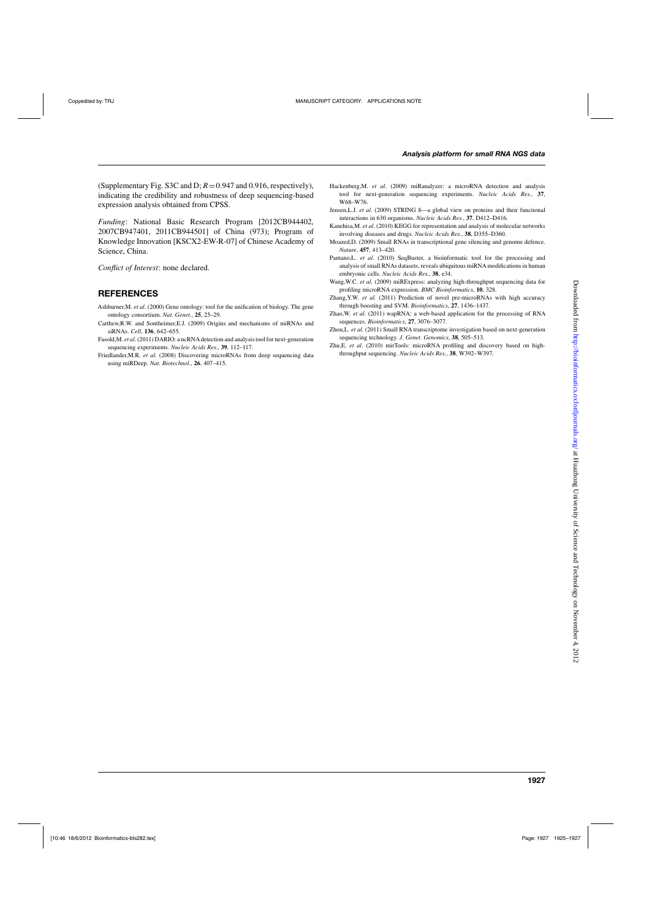(Supplementary Fig. S3C and D; $R = 0.947$ and 0.916, respectively), indicating the credibility and robustness of deep sequencing-based expression analysis obtained from CPSS.

*Funding*: National Basic Research Program [2012CB944402, 2007CB947401, 2011CB944501] of China (973); Program of Knowledge Innovation [KSCX2-EW-R-07] of Chinese Academy of Science, China.

*Conflict of Interest*: none declared.

## REFERENCES

Ashburner,M. *et al*. (2000) Gene ontology: tool for the unification of biology. The gene ontology consortium. *Nat. Genet.*, **25**, 25–29.

Carthew,R.W. and Sontheimer,E.J. (2009) Origins and mechanisms of miRNAs and siRNAs. *Cell*, **136**, 642–655.

Fasold,M. *et al*. (2011) DARIO: a ncRNA detection and analysis tool for next-generation sequencing experiments. *Nucleic Acids Res.*, **39**, 112–117.

Friedlander,M.R. *et al.* (2008) Discovering microRNAs from deep sequencing data using miRDeep. *Nat. Biotechnol.*, **26**, 407–415.

Hackenberg,M. *et al*. (2009) miRanalyzer: a microRNA detection and analysis tool for next-generation sequencing experiments. *Nucleic Acids Res.*, **37**, W68–W76.

Jensen,L.J. *et al*. (2009) STRING 8—a global view on proteins and their functional interactions in 630 organisms. *Nucleic Acids Res.*, **37**, D412–D416.

Kanehisa,M. *et al*. (2010) KEGG for representation and analysis of molecular networks involving diseases and drugs. *Nucleic Acids Res.*, **38**, D355–D360.

Moazed,D. (2009) Small RNAs in transcriptional gene silencing and genome defence. *Nature*, **457**, 413–420.

Pantano,L. *et al*. (2010) SeqBuster, a bioinformatic tool for the processing and analysis of small RNAs datasets, reveals ubiquitous miRNA modifications in human embryonic cells. *Nucleic Acids Res.*, **38**, e34.

Wang,W.C. *et al.* (2009) miRExpress: analyzing high-throughput sequencing data for profiling microRNA expression. *BMC Bioinformatics*, **10**, 328.

Zhang,Y.W. *et al.* (2011) Prediction of novel pre-microRNAs with high accuracy through boosting and SVM. *Bioinformatics*, **27**, 1436–1437.

Zhao,W. *et al.* (2011) wapRNA: a web-based application for the processing of RNA sequences. *Bioinformatics*, **27**, 3076–3077.

Zhou,L. *et al.* (2011) Small RNA transcriptome investigation based on next-generation sequencing technology. *J. Genet. Genomics*, **38**, 505–513.

Zhu,E. *et al*. (2010) mirTools: microRNA profiling and discovery based on high-throughput sequencing. *Nucleic Acids Res.*, **38**, W392–W397.